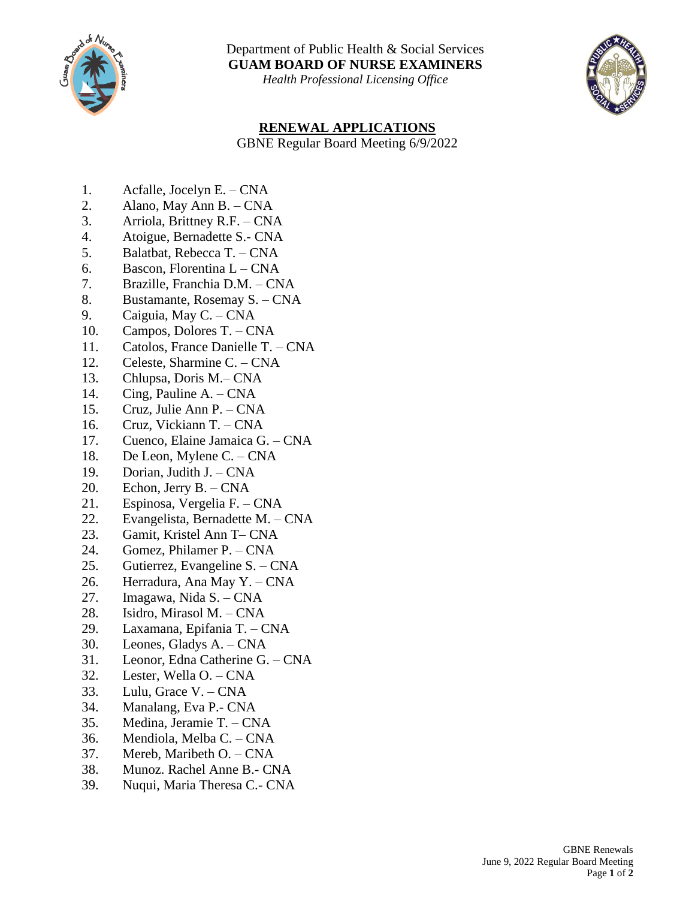Department of Public Health & Social Services
**GUAM BOARD OF NURSE EXAMINERS**
*Health Professional Licensing Office*

## RENEWAL APPLICATIONS

GBNE Regular Board Meeting 6/9/2022

1. Acfalle, Jocelyn E. – CNA
2. Alano, May Ann B. – CNA
3. Arriola, Brittney R.F. – CNA
4. Atoigue, Bernadette S.- CNA
5. Balatbat, Rebecca T. – CNA
6. Bascon, Florentina L – CNA
7. Brazille, Franchia D.M. – CNA
8. Bustamante, Rosemay S. – CNA
9. Caiguia, May C. – CNA
10. Campos, Dolores T. – CNA
11. Catolos, France Danielle T. – CNA
12. Celeste, Sharmine C. – CNA
13. Chlupsa, Doris M.– CNA
14. Cing, Pauline A. – CNA
15. Cruz, Julie Ann P. – CNA
16. Cruz, Vickiann T. – CNA
17. Cuenco, Elaine Jamaica G. – CNA
18. De Leon, Mylene C. – CNA
19. Dorian, Judith J. – CNA
20. Echon, Jerry B. – CNA
21. Espinosa, Vergelia F. – CNA
22. Evangelista, Bernadette M. – CNA
23. Gamit, Kristel Ann T– CNA
24. Gomez, Philamer P. – CNA
25. Gutierrez, Evangeline S. – CNA
26. Herradura, Ana May Y. – CNA
27. Imagawa, Nida S. – CNA
28. Isidro, Mirasol M. – CNA
29. Laxamana, Epifania T. – CNA
30. Leones, Gladys A. – CNA
31. Leonor, Edna Catherine G. – CNA
32. Lester, Wella O. – CNA
33. Lulu, Grace V. – CNA
34. Manalang, Eva P.- CNA
35. Medina, Jeramie T. – CNA
36. Mendiola, Melba C. – CNA
37. Mereb, Maribeth O. – CNA
38. Munoz. Rachel Anne B.- CNA
39. Nuqui, Maria Theresa C.- CNA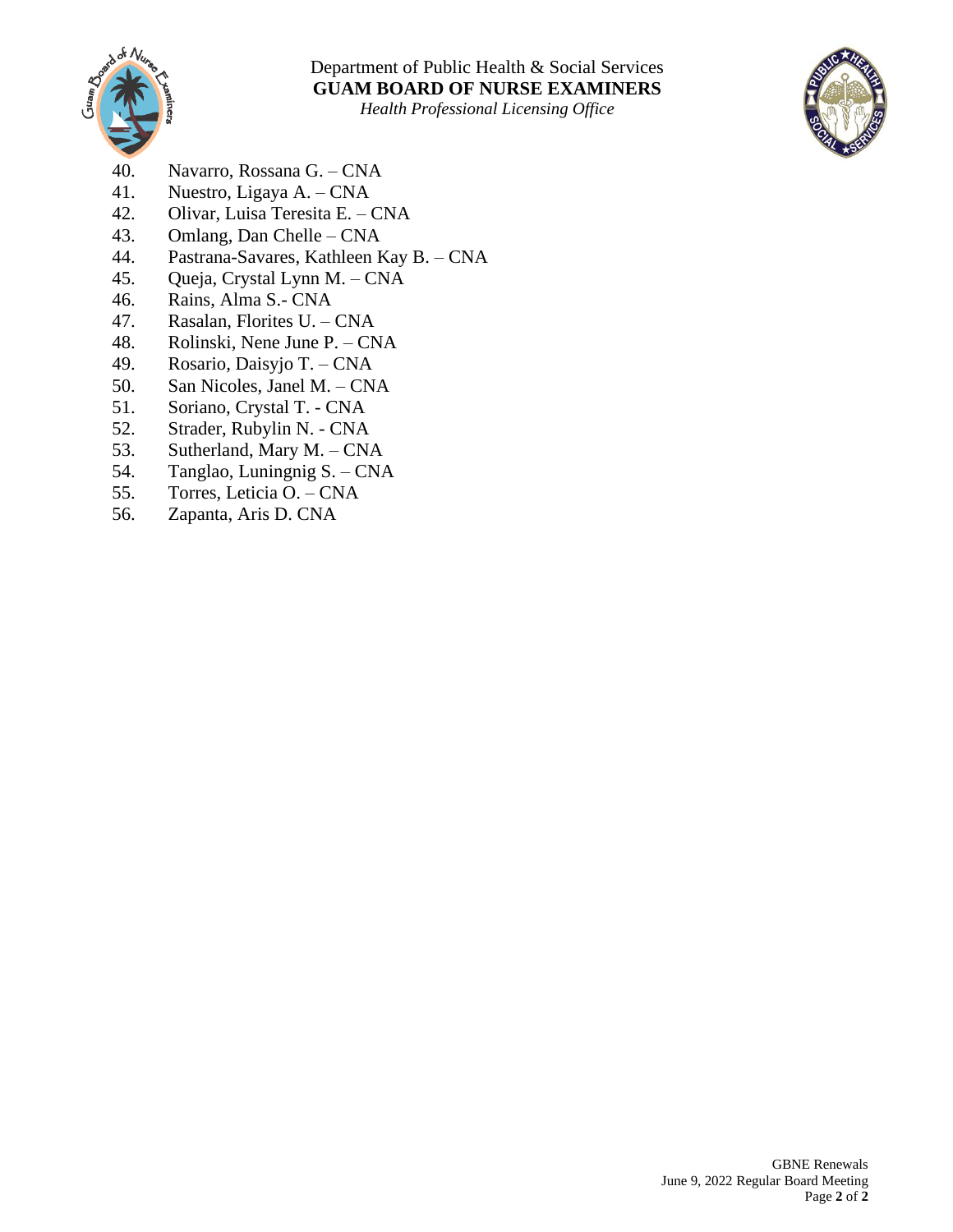Department of Public Health & Social Services
**GUAM BOARD OF NURSE EXAMINERS**
*Health Professional Licensing Office*

40. Navarro, Rossana G. – CNA
41. Nuestro, Ligaya A. – CNA
42. Olivar, Luisa Teresita E. – CNA
43. Omlang, Dan Chelle – CNA
44. Pastrana-Savares, Kathleen Kay B. – CNA
45. Queja, Crystal Lynn M. – CNA
46. Rains, Alma S.- CNA
47. Rasalan, Florites U. – CNA
48. Rolinski, Nene June P. – CNA
49. Rosario, Daisyjo T. – CNA
50. San Nicoles, Janel M. – CNA
51. Soriano, Crystal T. - CNA
52. Strader, Rubylin N. - CNA
53. Sutherland, Mary M. – CNA
54. Tanglao, Luningnig S. – CNA
55. Torres, Leticia O. – CNA
56. Zapanta, Aris D. CNA

GBNE Renewals
June 9, 2022 Regular Board Meeting